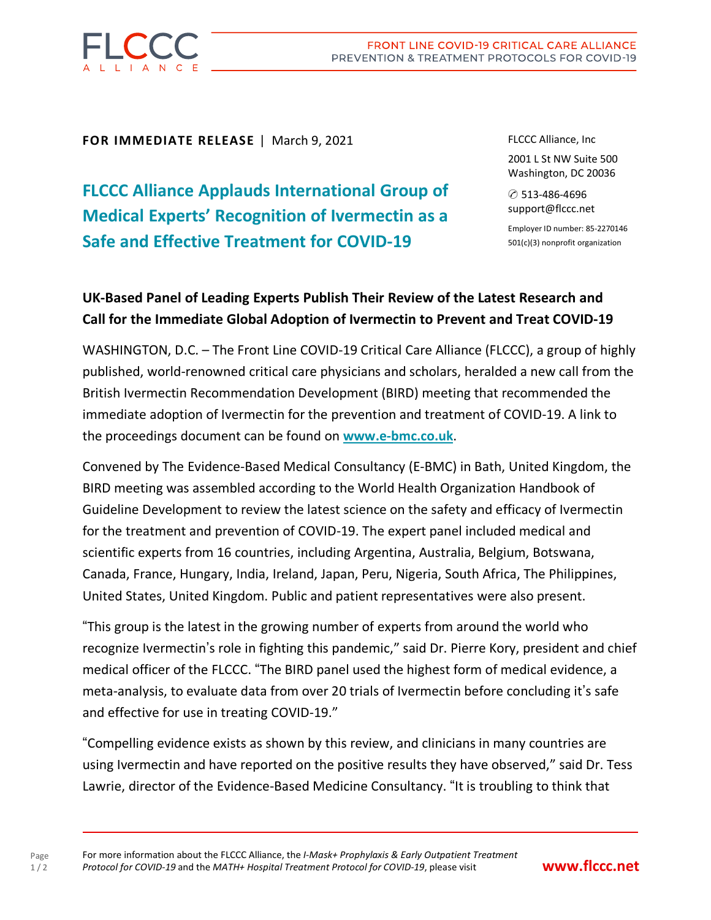**FOR IMMEDIATE RELEASE** | March 9, 2021

FLCCC Alliance, Inc

2001 L St NW Suite 500
Washington, DC 20036

513-486-4696
support@flccc.net

Employer ID number: 85-2270146
501(c)(3) nonprofit organization

# FLCCC Alliance Applauds International Group of Medical Experts' Recognition of Ivermectin as a Safe and Effective Treatment for COVID-19

## UK-Based Panel of Leading Experts Publish Their Review of the Latest Research and Call for the Immediate Global Adoption of Ivermectin to Prevent and Treat COVID-19

WASHINGTON, D.C. – The Front Line COVID-19 Critical Care Alliance (FLCCC), a group of highly published, world-renowned critical care physicians and scholars, heralded a new call from the British Ivermectin Recommendation Development (BIRD) meeting that recommended the immediate adoption of Ivermectin for the prevention and treatment of COVID-19. A link to the proceedings document can be found on **www.e-bmc.co.uk**.

Convened by The Evidence-Based Medical Consultancy (E-BMC) in Bath, United Kingdom, the BIRD meeting was assembled according to the World Health Organization Handbook of Guideline Development to review the latest science on the safety and efficacy of Ivermectin for the treatment and prevention of COVID-19. The expert panel included medical and scientific experts from 16 countries, including Argentina, Australia, Belgium, Botswana, Canada, France, Hungary, India, Ireland, Japan, Peru, Nigeria, South Africa, The Philippines, United States, United Kingdom. Public and patient representatives were also present.

"This group is the latest in the growing number of experts from around the world who recognize Ivermectin's role in fighting this pandemic," said Dr. Pierre Kory, president and chief medical officer of the FLCCC. "The BIRD panel used the highest form of medical evidence, a meta-analysis, to evaluate data from over 20 trials of Ivermectin before concluding it's safe and effective for use in treating COVID-19."

"Compelling evidence exists as shown by this review, and clinicians in many countries are using Ivermectin and have reported on the positive results they have observed," said Dr. Tess Lawrie, director of the Evidence-Based Medicine Consultancy. "It is troubling to think that

For more information about the FLCCC Alliance, the *I-Mask+ Prophylaxis & Early Outpatient Treatment Protocol for COVID-19* and the *MATH+ Hospital Treatment Protocol for COVID-19*, please visit **www.flccc.net**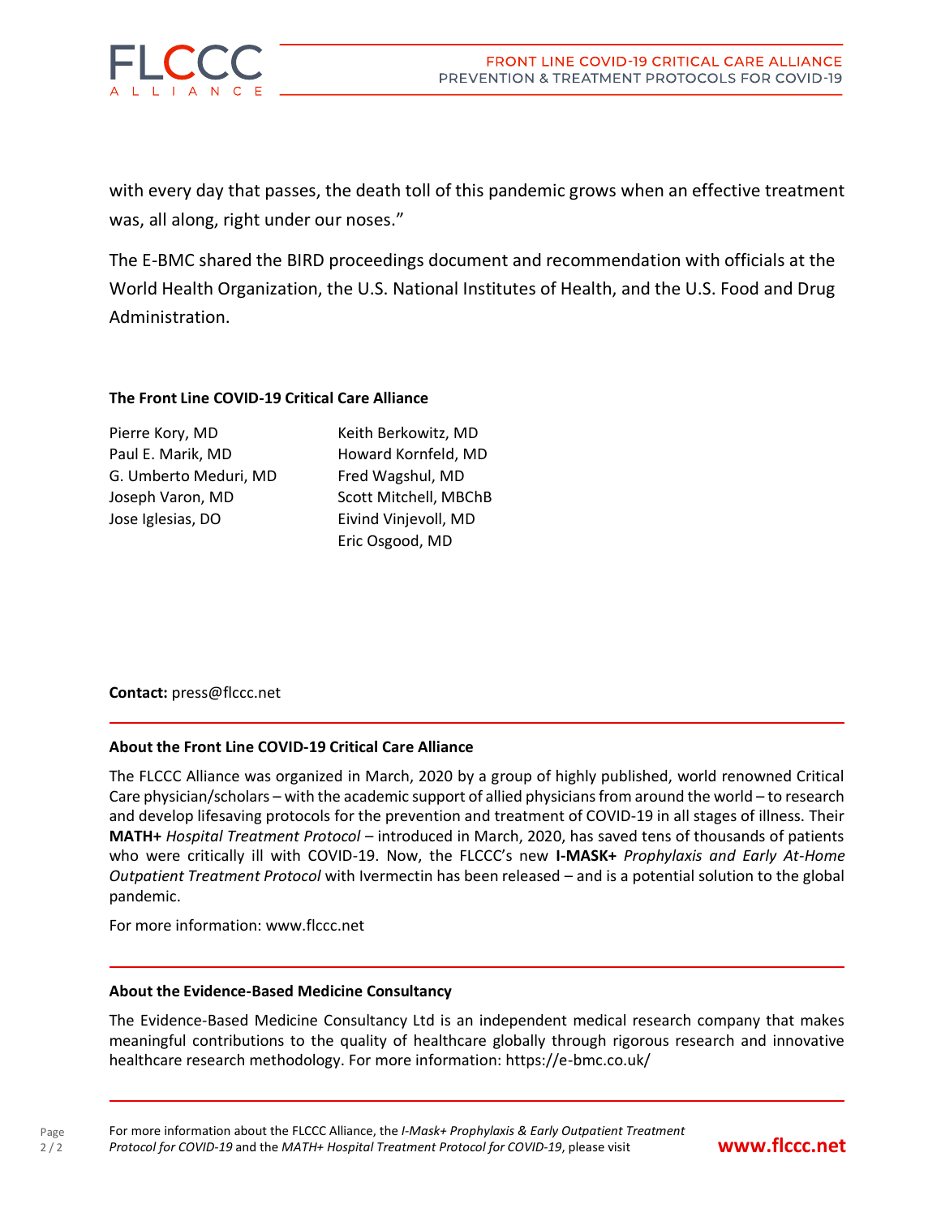with every day that passes, the death toll of this pandemic grows when an effective treatment was, all along, right under our noses."

The E-BMC shared the BIRD proceedings document and recommendation with officials at the World Health Organization, the U.S. National Institutes of Health, and the U.S. Food and Drug Administration.

**The Front Line COVID-19 Critical Care Alliance**

Pierre Kory, MD
Paul E. Marik, MD
G. Umberto Meduri, MD
Joseph Varon, MD
Jose Iglesias, DO
Keith Berkowitz, MD
Howard Kornfeld, MD
Fred Wagshul, MD
Scott Mitchell, MBChB
Eivind Vinjevoll, MD
Eric Osgood, MD

**Contact:** press@flccc.net

---

**About the Front Line COVID-19 Critical Care Alliance**

The FLCCC Alliance was organized in March, 2020 by a group of highly published, world renowned Critical Care physician/scholars – with the academic support of allied physicians from around the world – to research and develop lifesaving protocols for the prevention and treatment of COVID-19 in all stages of illness. Their **MATH+** *Hospital Treatment Protocol* – introduced in March, 2020, has saved tens of thousands of patients who were critically ill with COVID-19. Now, the FLCCC's new **I-MASK+** *Prophylaxis and Early At-Home Outpatient Treatment Protocol* with Ivermectin has been released – and is a potential solution to the global pandemic.

For more information: www.flccc.net

---

**About the Evidence-Based Medicine Consultancy**

The Evidence-Based Medicine Consultancy Ltd is an independent medical research company that makes meaningful contributions to the quality of healthcare globally through rigorous research and innovative healthcare research methodology. For more information: https://e-bmc.co.uk/

---

For more information about the FLCCC Alliance, the *I-Mask+ Prophylaxis & Early Outpatient Treatment Protocol for COVID-19* and the *MATH+ Hospital Treatment Protocol for COVID-19*, please visit **www.flccc.net**